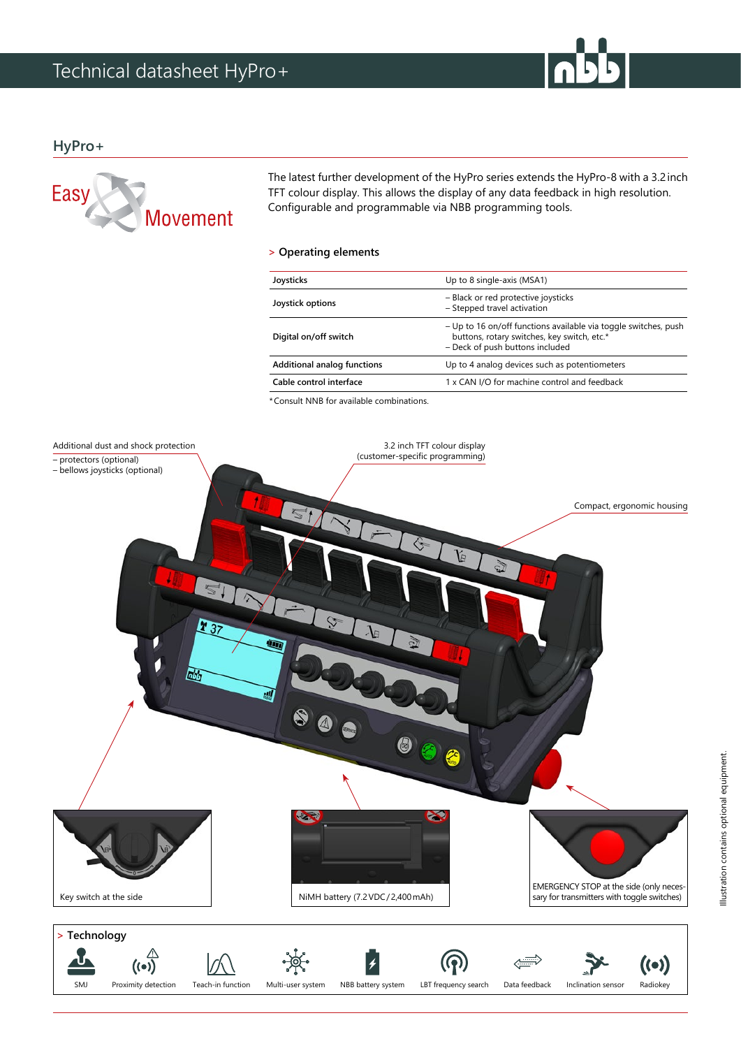# Technical datasheet HyPro+

## HyPro+

Easy Movement

The latest further development of the HyPro series extends the HyPro-8 with a 3.2 inch TFT colour display. This allows the display of any data feedback in high resolution. Configurable and programmable via NBB programming tools.

### > Operating elements

| | |
|---|---|
| Joysticks | Up to 8 single-axis (MSA1) |
| Joystick options | – Black or red protective joysticks<br>– Stepped travel activation |
| Digital on/off switch | – Up to 16 on/off functions available via toggle switches, push buttons, rotary switches, key switch, etc.*<br>– Deck of push buttons included |
| Additional analog functions | Up to 4 analog devices such as potentiometers |
| Cable control interface | 1 x CAN I/O for machine control and feedback |

*Consult NBB for available combinations.

Additional dust and shock protection
– protectors (optional)
– bellows joysticks (optional)

3.2 inch TFT colour display (customer-specific programming)

Compact, ergonomic housing

Key switch at the side

NiMH battery (7.2 VDC / 2,400 mAh)

EMERGENCY STOP at the side (only necessary for transmitters with toggle switches)

Illustration contains optional equipment.

### > Technology

SMJ · Proximity detection · Teach-in function · Multi-user system · NBB battery system · LBT frequency search · Data feedback · Inclination sensor · Radiokey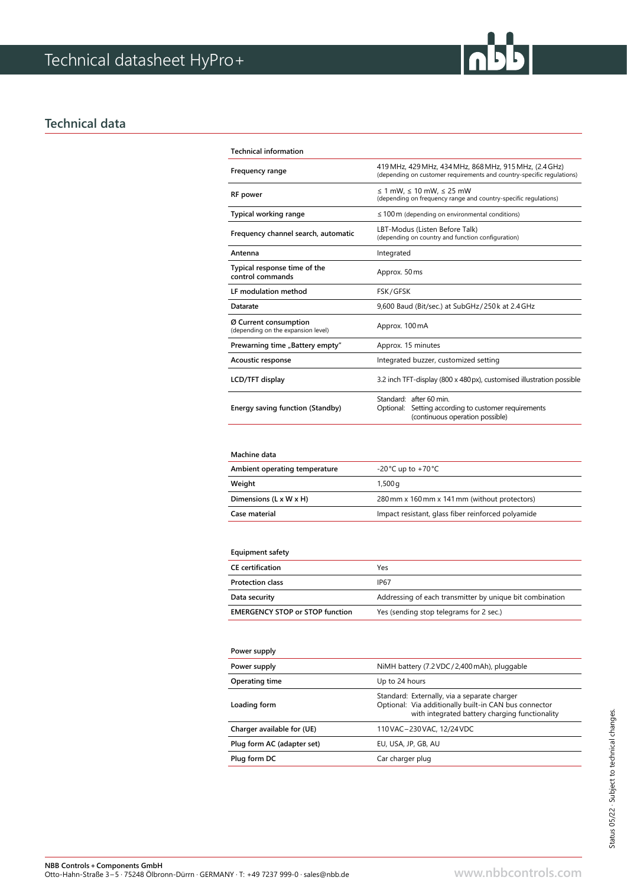# Technical datasheet HyPro+

## Technical data

| Technical information | |
|---|---|
| **Frequency range** | 419 MHz, 429 MHz, 434 MHz, 868 MHz, 915 MHz, (2.4 GHz) (depending on customer requirements and country-specific regulations) |
| **RF power** | ≤ 1 mW, ≤ 10 mW, ≤ 25 mW (depending on frequency range and country-specific regulations) |
| **Typical working range** | ≤ 100 m (depending on environmental conditions) |
| **Frequency channel search, automatic** | LBT-Modus (Listen Before Talk) (depending on country and function configuration) |
| **Antenna** | Integrated |
| **Typical response time of the control commands** | Approx. 50 ms |
| **LF modulation method** | FSK / GFSK |
| **Datarate** | 9,600 Baud (Bit/sec.) at SubGHz / 250 k at 2.4 GHz |
| **Ø Current consumption** (depending on the expansion level) | Approx. 100 mA |
| **Prewarning time „Battery empty"** | Approx. 15 minutes |
| **Acoustic response** | Integrated buzzer, customized setting |
| **LCD/TFT display** | 3.2 inch TFT-display (800 x 480 px), customised illustration possible |
| **Energy saving function (Standby)** | Standard: after 60 min.<br>Optional: Setting according to customer requirements (continuous operation possible) |

| Machine data | |
|---|---|
| **Ambient operating temperature** | -20 °C up to +70 °C |
| **Weight** | 1,500 g |
| **Dimensions (L x W x H)** | 280 mm x 160 mm x 141 mm (without protectors) |
| **Case material** | Impact resistant, glass fiber reinforced polyamide |

| Equipment safety | |
|---|---|
| **CE certification** | Yes |
| **Protection class** | IP67 |
| **Data security** | Addressing of each transmitter by unique bit combination |
| **EMERGENCY STOP or STOP function** | Yes (sending stop telegrams for 2 sec.) |

| Power supply | |
|---|---|
| **Power supply** | NiMH battery (7.2 VDC / 2,400 mAh), pluggable |
| **Operating time** | Up to 24 hours |
| **Loading form** | Standard: Externally, via a separate charger<br>Optional: Via additionally built-in CAN bus connector with integrated battery charging functionality |
| **Charger available for (UE)** | 110 VAC – 230 VAC, 12/24 VDC |
| **Plug form AC (adapter set)** | EU, USA, JP, GB, AU |
| **Plug form DC** | Car charger plug |

Status 05/22 · Subject to technical changes.

**NBB Controls + Components GmbH**
Otto-Hahn-Straße 3 – 5 · 75248 Ölbronn-Dürrn · GERMANY · T: +49 7237 999-0 · sales@nbb.de

www.nbbcontrols.com